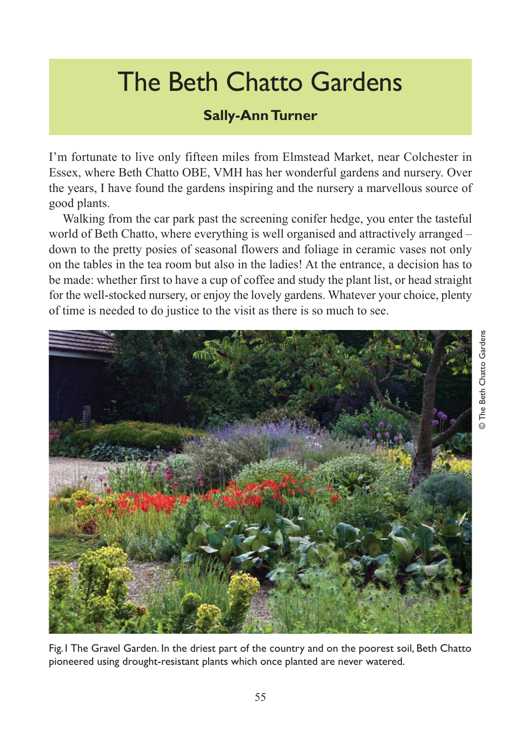# The Beth Chatto Gardens

**Sally-Ann Turner**

I'm fortunate to live only fifteen miles from Elmstead Market, near Colchester in Essex, where Beth Chatto OBE, VMH has her wonderful gardens and nursery. Over the years, I have found the gardens inspiring and the nursery a marvellous source of good plants.

Walking from the car park past the screening conifer hedge, you enter the tasteful world of Beth Chatto, where everything is well organised and attractively arranged – down to the pretty posies of seasonal flowers and foliage in ceramic vases not only on the tables in the tea room but also in the ladies! At the entrance, a decision has to be made: whether first to have a cup of coffee and study the plant list, or head straight for the well-stocked nursery, or enjoy the lovely gardens. Whatever your choice, plenty of time is needed to do justice to the visit as there is so much to see.

© The Beth Chatto Gardens

Fig. I The Gravel Garden. In the driest part of the country and on the poorest soil, Beth Chatto pioneered using drought-resistant plants which once planted are never watered.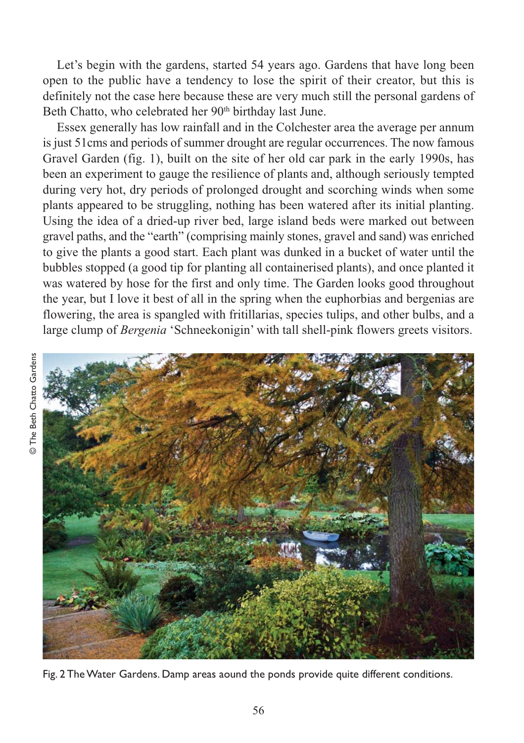Let's begin with the gardens, started 54 years ago. Gardens that have long been open to the public have a tendency to lose the spirit of their creator, but this is definitely not the case here because these are very much still the personal gardens of Beth Chatto, who celebrated her 90th birthday last June.

Essex generally has low rainfall and in the Colchester area the average per annum is just 51cms and periods of summer drought are regular occurrences. The now famous Gravel Garden (fig. 1), built on the site of her old car park in the early 1990s, has been an experiment to gauge the resilience of plants and, although seriously tempted during very hot, dry periods of prolonged drought and scorching winds when some plants appeared to be struggling, nothing has been watered after its initial planting. Using the idea of a dried-up river bed, large island beds were marked out between gravel paths, and the "earth" (comprising mainly stones, gravel and sand) was enriched to give the plants a good start. Each plant was dunked in a bucket of water until the bubbles stopped (a good tip for planting all containerised plants), and once planted it was watered by hose for the first and only time. The Garden looks good throughout the year, but I love it best of all in the spring when the euphorbias and bergenias are flowering, the area is spangled with fritillarias, species tulips, and other bulbs, and a large clump of *Bergenia* 'Schneekonigin' with tall shell-pink flowers greets visitors.

© The Beth Chatto Gardens

Fig. 2 The Water Gardens. Damp areas aound the ponds provide quite different conditions.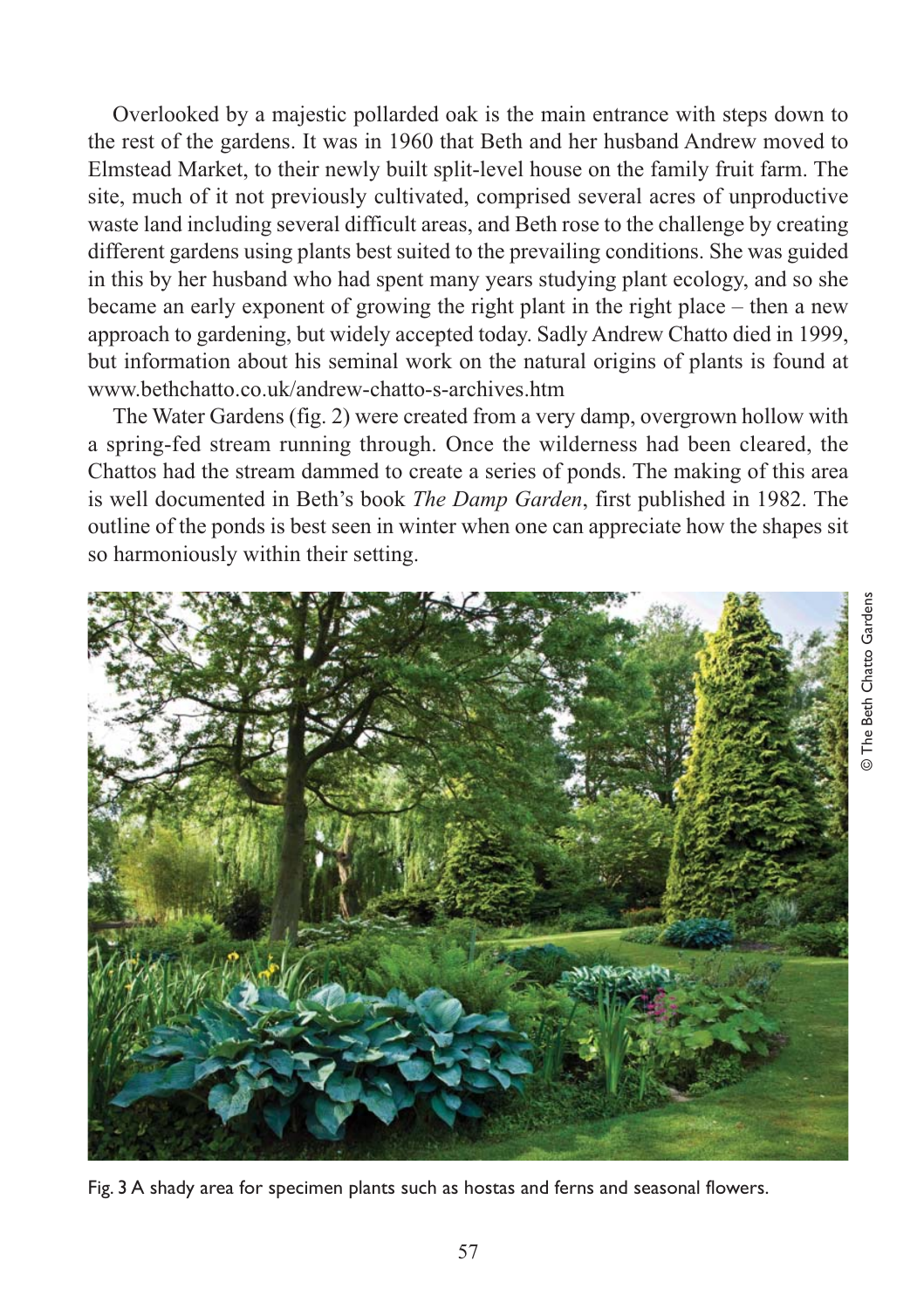Overlooked by a majestic pollarded oak is the main entrance with steps down to the rest of the gardens. It was in 1960 that Beth and her husband Andrew moved to Elmstead Market, to their newly built split-level house on the family fruit farm. The site, much of it not previously cultivated, comprised several acres of unproductive waste land including several difficult areas, and Beth rose to the challenge by creating different gardens using plants best suited to the prevailing conditions. She was guided in this by her husband who had spent many years studying plant ecology, and so she became an early exponent of growing the right plant in the right place – then a new approach to gardening, but widely accepted today. Sadly Andrew Chatto died in 1999, but information about his seminal work on the natural origins of plants is found at www.bethchatto.co.uk/andrew-chatto-s-archives.htm

The Water Gardens (fig. 2) were created from a very damp, overgrown hollow with a spring-fed stream running through. Once the wilderness had been cleared, the Chattos had the stream dammed to create a series of ponds. The making of this area is well documented in Beth's book *The Damp Garden*, first published in 1982. The outline of the ponds is best seen in winter when one can appreciate how the shapes sit so harmoniously within their setting.

© The Beth Chatto Gardens

Fig. 3 A shady area for specimen plants such as hostas and ferns and seasonal flowers.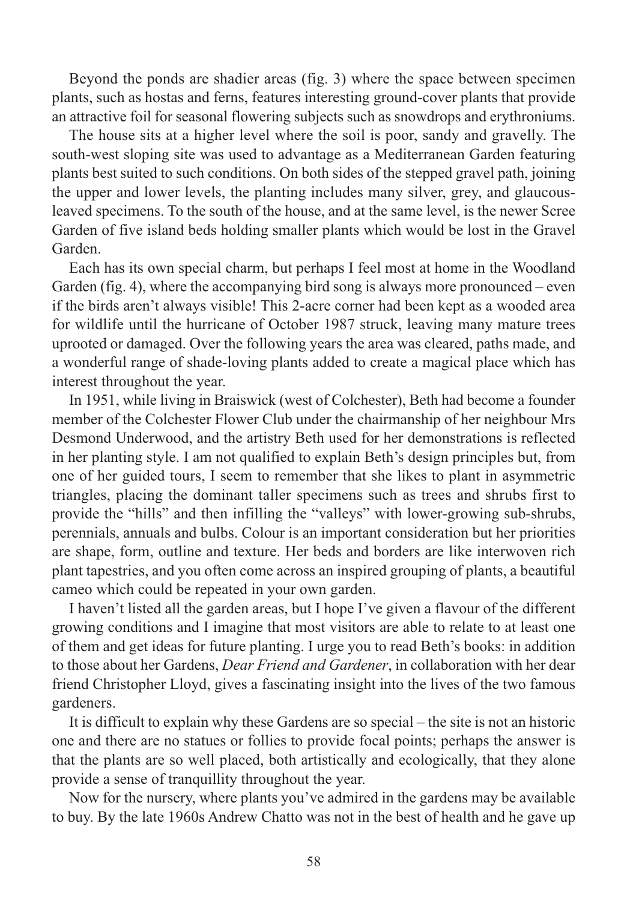Beyond the ponds are shadier areas (fig. 3) where the space between specimen plants, such as hostas and ferns, features interesting ground-cover plants that provide an attractive foil for seasonal flowering subjects such as snowdrops and erythroniums.

The house sits at a higher level where the soil is poor, sandy and gravelly. The south-west sloping site was used to advantage as a Mediterranean Garden featuring plants best suited to such conditions. On both sides of the stepped gravel path, joining the upper and lower levels, the planting includes many silver, grey, and glaucous-leaved specimens. To the south of the house, and at the same level, is the newer Scree Garden of five island beds holding smaller plants which would be lost in the Gravel Garden.

Each has its own special charm, but perhaps I feel most at home in the Woodland Garden (fig. 4), where the accompanying bird song is always more pronounced – even if the birds aren't always visible! This 2-acre corner had been kept as a wooded area for wildlife until the hurricane of October 1987 struck, leaving many mature trees uprooted or damaged. Over the following years the area was cleared, paths made, and a wonderful range of shade-loving plants added to create a magical place which has interest throughout the year.

In 1951, while living in Braiswick (west of Colchester), Beth had become a founder member of the Colchester Flower Club under the chairmanship of her neighbour Mrs Desmond Underwood, and the artistry Beth used for her demonstrations is reflected in her planting style. I am not qualified to explain Beth's design principles but, from one of her guided tours, I seem to remember that she likes to plant in asymmetric triangles, placing the dominant taller specimens such as trees and shrubs first to provide the "hills" and then infilling the "valleys" with lower-growing sub-shrubs, perennials, annuals and bulbs. Colour is an important consideration but her priorities are shape, form, outline and texture. Her beds and borders are like interwoven rich plant tapestries, and you often come across an inspired grouping of plants, a beautiful cameo which could be repeated in your own garden.

I haven't listed all the garden areas, but I hope I've given a flavour of the different growing conditions and I imagine that most visitors are able to relate to at least one of them and get ideas for future planting. I urge you to read Beth's books: in addition to those about her Gardens, *Dear Friend and Gardener*, in collaboration with her dear friend Christopher Lloyd, gives a fascinating insight into the lives of the two famous gardeners.

It is difficult to explain why these Gardens are so special – the site is not an historic one and there are no statues or follies to provide focal points; perhaps the answer is that the plants are so well placed, both artistically and ecologically, that they alone provide a sense of tranquillity throughout the year.

Now for the nursery, where plants you've admired in the gardens may be available to buy. By the late 1960s Andrew Chatto was not in the best of health and he gave up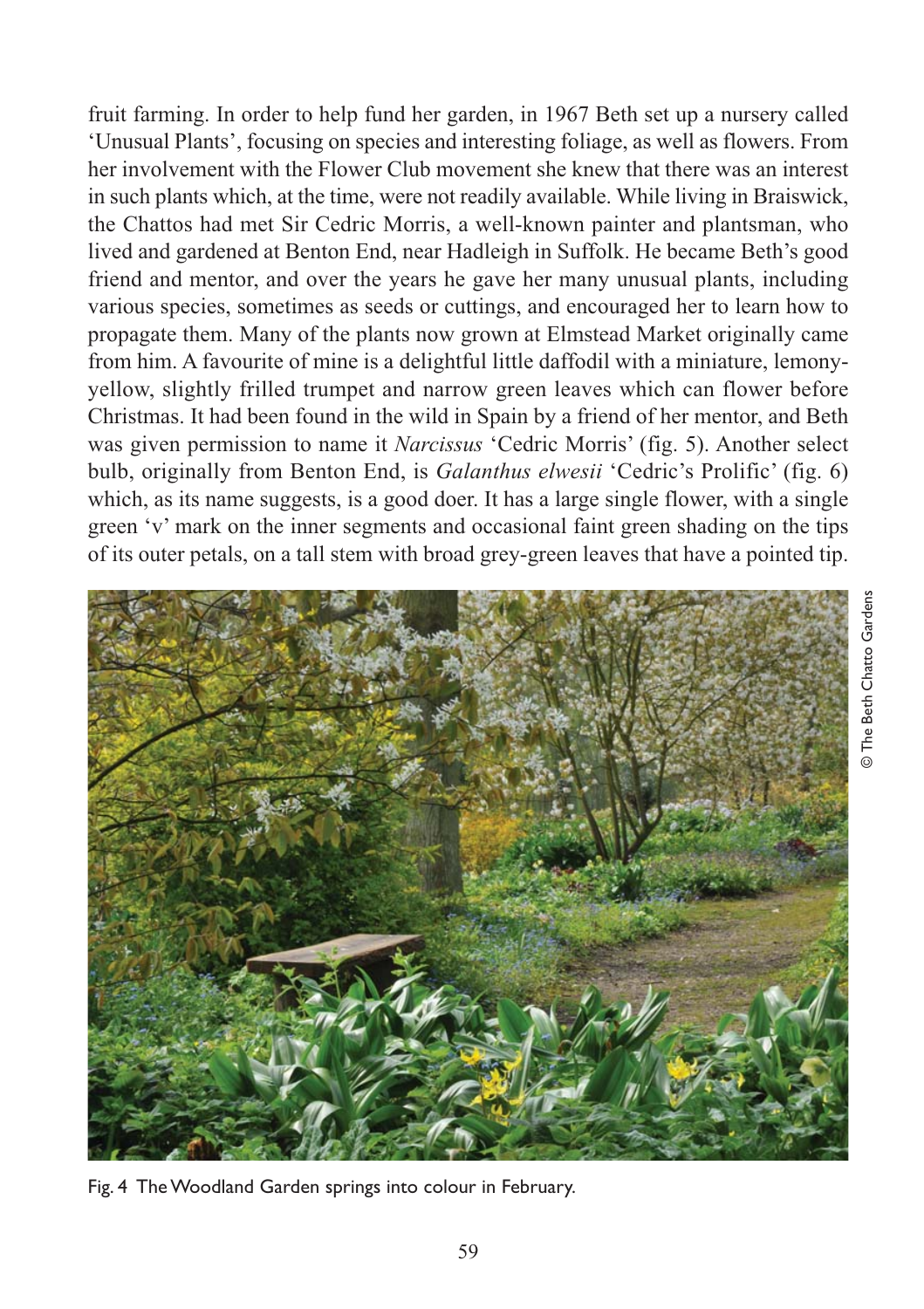fruit farming. In order to help fund her garden, in 1967 Beth set up a nursery called 'Unusual Plants', focusing on species and interesting foliage, as well as flowers. From her involvement with the Flower Club movement she knew that there was an interest in such plants which, at the time, were not readily available. While living in Braiswick, the Chattos had met Sir Cedric Morris, a well-known painter and plantsman, who lived and gardened at Benton End, near Hadleigh in Suffolk. He became Beth's good friend and mentor, and over the years he gave her many unusual plants, including various species, sometimes as seeds or cuttings, and encouraged her to learn how to propagate them. Many of the plants now grown at Elmstead Market originally came from him. A favourite of mine is a delightful little daffodil with a miniature, lemony-yellow, slightly frilled trumpet and narrow green leaves which can flower before Christmas. It had been found in the wild in Spain by a friend of her mentor, and Beth was given permission to name it *Narcissus* 'Cedric Morris' (fig. 5). Another select bulb, originally from Benton End, is *Galanthus elwesii* 'Cedric's Prolific' (fig. 6) which, as its name suggests, is a good doer. It has a large single flower, with a single green 'v' mark on the inner segments and occasional faint green shading on the tips of its outer petals, on a tall stem with broad grey-green leaves that have a pointed tip.

© The Beth Chatto Gardens

Fig. 4 The Woodland Garden springs into colour in February.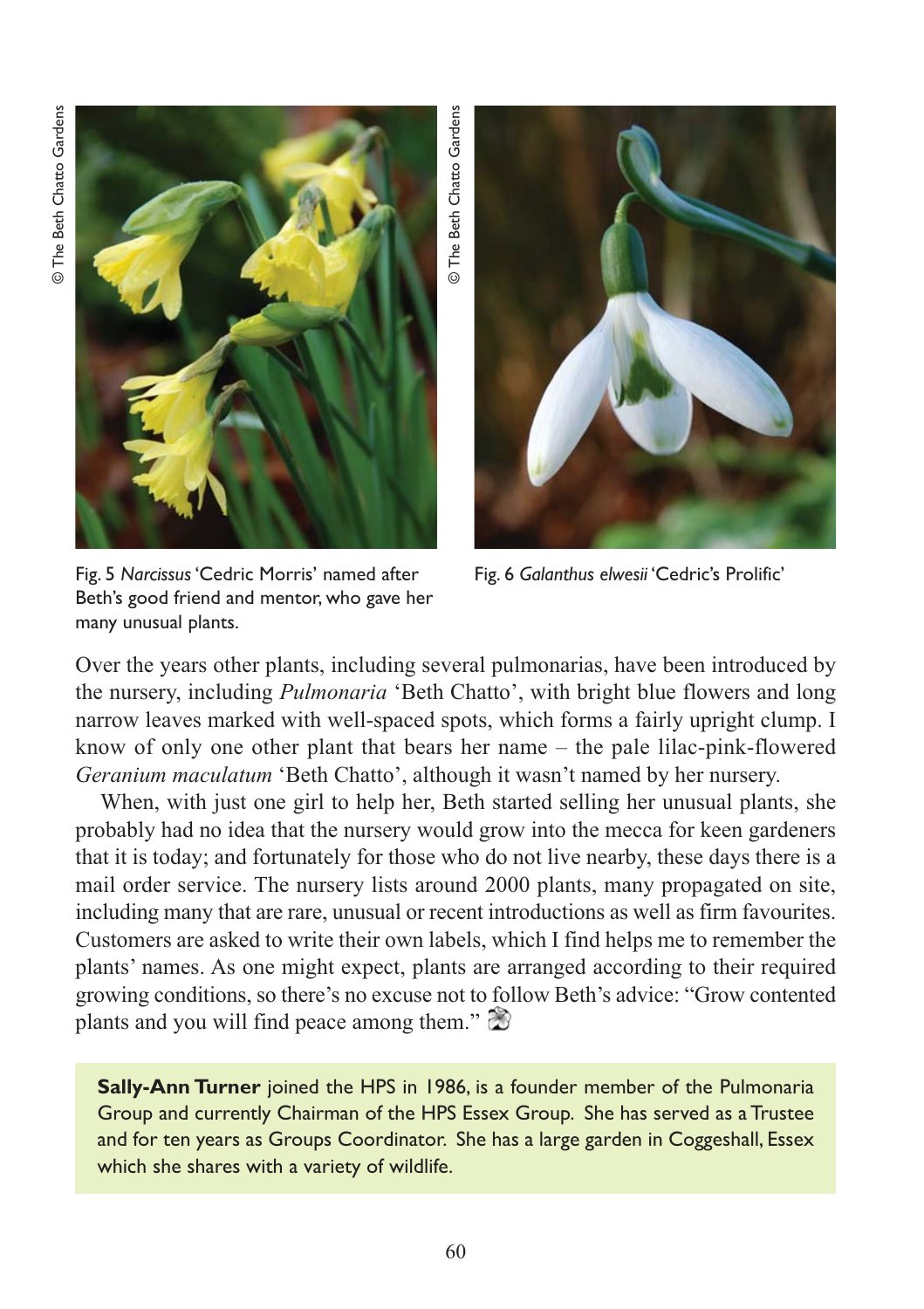© The Beth Chatto Gardens

Fig. 5 *Narcissus* 'Cedric Morris' named after Beth's good friend and mentor, who gave her many unusual plants.

© The Beth Chatto Gardens

Fig. 6 *Galanthus elwesii* 'Cedric's Prolific'

Over the years other plants, including several pulmonarias, have been introduced by the nursery, including *Pulmonaria* 'Beth Chatto', with bright blue flowers and long narrow leaves marked with well-spaced spots, which forms a fairly upright clump. I know of only one other plant that bears her name – the pale lilac-pink-flowered *Geranium maculatum* 'Beth Chatto', although it wasn't named by her nursery.

When, with just one girl to help her, Beth started selling her unusual plants, she probably had no idea that the nursery would grow into the mecca for keen gardeners that it is today; and fortunately for those who do not live nearby, these days there is a mail order service. The nursery lists around 2000 plants, many propagated on site, including many that are rare, unusual or recent introductions as well as firm favourites. Customers are asked to write their own labels, which I find helps me to remember the plants' names. As one might expect, plants are arranged according to their required growing conditions, so there's no excuse not to follow Beth's advice: "Grow contented plants and you will find peace among them."

**Sally-Ann Turner** joined the HPS in 1986, is a founder member of the Pulmonaria Group and currently Chairman of the HPS Essex Group. She has served as a Trustee and for ten years as Groups Coordinator. She has a large garden in Coggeshall, Essex which she shares with a variety of wildlife.